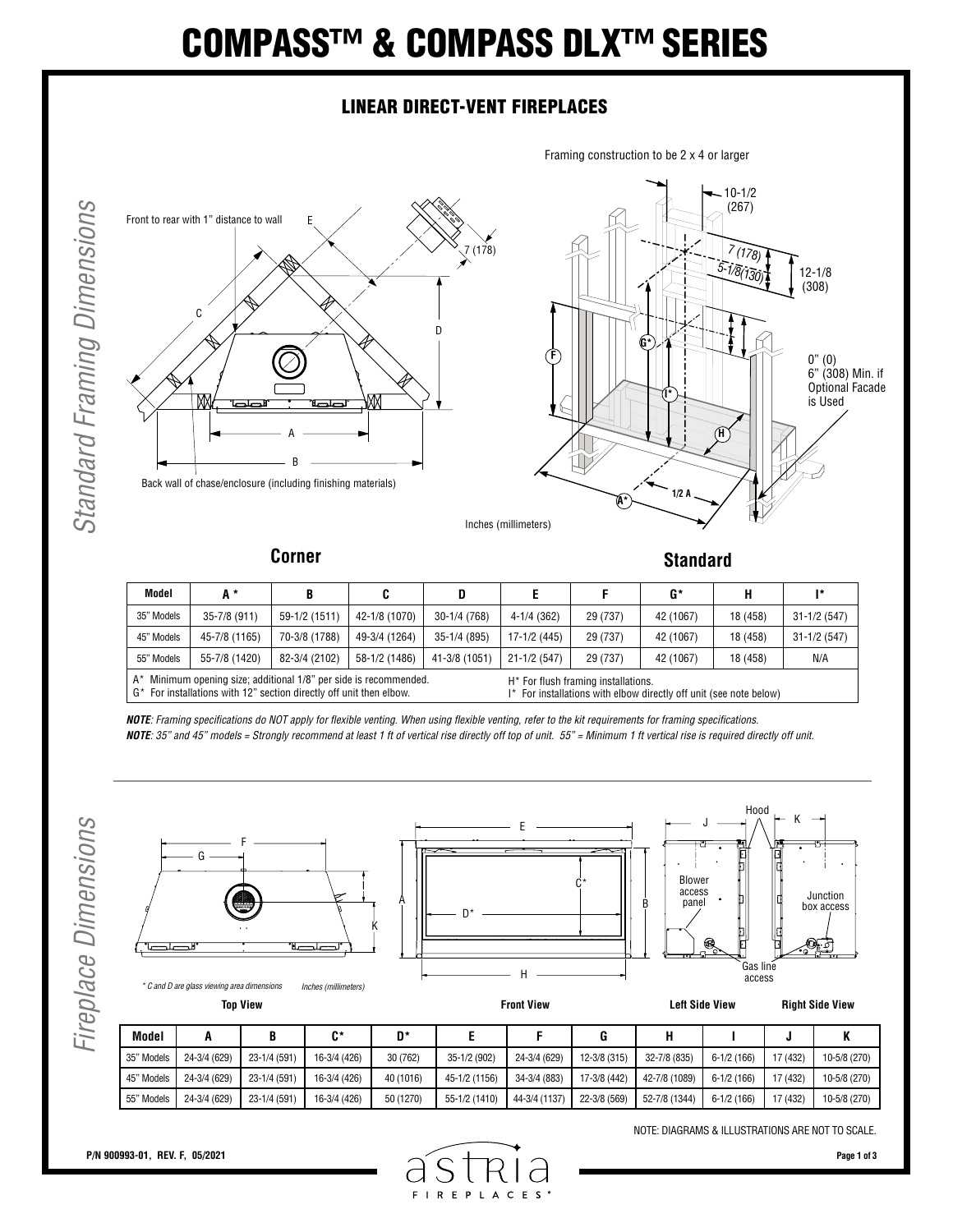# COMPASS™ & COMPASS DLX™ SERIES

## LINEAR DIRECT-VENT FIREPLACES

## Standard Framing Dimensions

Framing construction to be 2 x 4 or larger

Front to rear with 1" distance to wall

Back wall of chase/enclosure (including finishing materials)

10-1/2 (267)

7 (178)

5-1/8 (130)

12-1/8 (308)

0" (0) 6" (308) Min. if Optional Facade is Used

1/2 A

Inches (millimeters)

**Corner** **Standard**

| Model | A * | B | C | D | E | F | G* | H | I* |
|---|---|---|---|---|---|---|---|---|---|
| 35" Models | 35-7/8 (911) | 59-1/2 (1511) | 42-1/8 (1070) | 30-1/4 (768) | 4-1/4 (362) | 29 (737) | 42 (1067) | 18 (458) | 31-1/2 (547) |
| 45" Models | 45-7/8 (1165) | 70-3/8 (1788) | 49-3/4 (1264) | 35-1/4 (895) | 17-1/2 (445) | 29 (737) | 42 (1067) | 18 (458) | 31-1/2 (547) |
| 55" Models | 55-7/8 (1420) | 82-3/4 (2102) | 58-1/2 (1486) | 41-3/8 (1051) | 21-1/2 (547) | 29 (737) | 42 (1067) | 18 (458) | N/A |

A* Minimum opening size; additional 1/8" per side is recommended.
G* For installations with 12" section directly off unit then elbow.
H* For flush framing installations.
I* For installations with elbow directly off unit (see note below)

***NOTE****: Framing specifications do NOT apply for flexible venting. When using flexible venting, refer to the kit requirements for framing specifications.*

***NOTE****: 35" and 45" models = Strongly recommend at least 1 ft of vertical rise directly off top of unit. 55" = Minimum 1 ft vertical rise is required directly off unit.*

## Fireplace Dimensions

Hood

Blower access panel

Junction box access

Gas line access

*\* C and D are glass viewing area dimensions* *Inches (millimeters)*

**Top View** **Front View** **Left Side View** **Right Side View**

| Model | A | B | C* | D* | E | F | G | H | I | J | K |
|---|---|---|---|---|---|---|---|---|---|---|---|
| 35" Models | 24-3/4 (629) | 23-1/4 (591) | 16-3/4 (426) | 30 (762) | 35-1/2 (902) | 24-3/4 (629) | 12-3/8 (315) | 32-7/8 (835) | 6-1/2 (166) | 17 (432) | 10-5/8 (270) |
| 45" Models | 24-3/4 (629) | 23-1/4 (591) | 16-3/4 (426) | 40 (1016) | 45-1/2 (1156) | 34-3/4 (883) | 17-3/8 (442) | 42-7/8 (1089) | 6-1/2 (166) | 17 (432) | 10-5/8 (270) |
| 55" Models | 24-3/4 (629) | 23-1/4 (591) | 16-3/4 (426) | 50 (1270) | 55-1/2 (1410) | 44-3/4 (1137) | 22-3/8 (569) | 52-7/8 (1344) | 6-1/2 (166) | 17 (432) | 10-5/8 (270) |

NOTE: DIAGRAMS & ILLUSTRATIONS ARE NOT TO SCALE.

P/N 900993-01, REV. F, 05/2021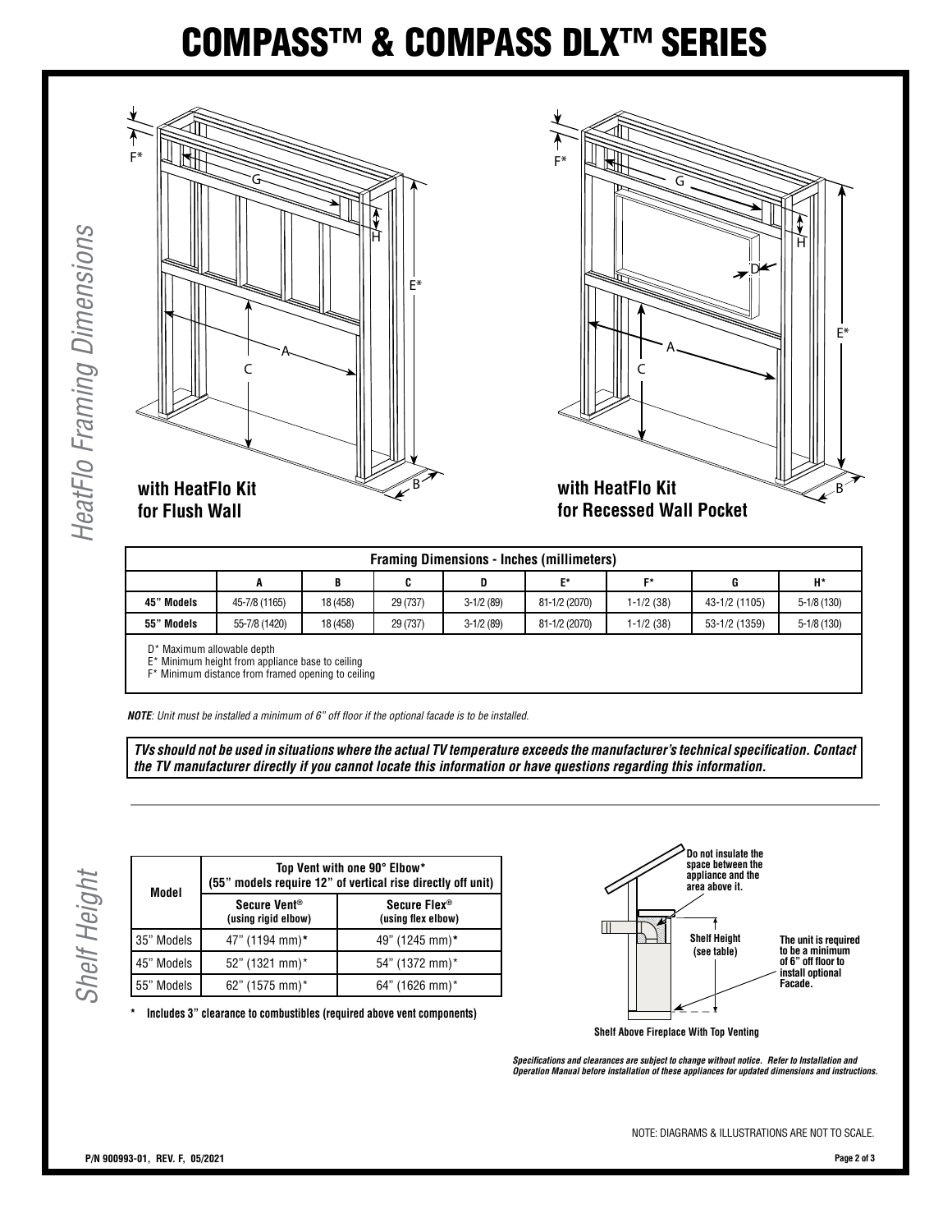# COMPASS™ & COMPASS DLX™ SERIES

## HeatFlo Framing Dimensions

**with HeatFlo Kit for Flush Wall**

**with HeatFlo Kit for Recessed Wall Pocket**

| Framing Dimensions - Inches (millimeters) | | | | | | | | |
|---|---|---|---|---|---|---|---|---|
| | **A** | **B** | **C** | **D** | **E*** | **F*** | **G** | **H*** |
| **45" Models** | 45-7/8 (1165) | 18 (458) | 29 (737) | 3-1/2 (89) | 81-1/2 (2070) | 1-1/2 (38) | 43-1/2 (1105) | 5-1/8 (130) |
| **55" Models** | 55-7/8 (1420) | 18 (458) | 29 (737) | 3-1/2 (89) | 81-1/2 (2070) | 1-1/2 (38) | 53-1/2 (1359) | 5-1/8 (130) |

D* Maximum allowable depth
E* Minimum height from appliance base to ceiling
F* Minimum distance from framed opening to ceiling

***NOTE**: Unit must be installed a minimum of 6" off floor if the optional facade is to be installed.*

***TVs should not be used in situations where the actual TV temperature exceeds the manufacturer's technical specification. Contact the TV manufacturer directly if you cannot locate this information or have questions regarding this information.***

## Shelf Height

| Model | Top Vent with one 90° Elbow* (55" models require 12" of vertical rise directly off unit) | |
|---|---|---|
| | **Secure Vent® (using rigid elbow)** | **Secure Flex® (using flex elbow)** |
| 35" Models | 47" (1194 mm)* | 49" (1245 mm)* |
| 45" Models | 52" (1321 mm)* | 54" (1372 mm)* |
| 55" Models | 62" (1575 mm)* | 64" (1626 mm)* |

**\* Includes 3" clearance to combustibles (required above vent components)**

**Do not insulate the space between the appliance and the area above it.**

**Shelf Height (see table)**

**The unit is required to be a minimum of 6" off floor to install optional Facade.**

**Shelf Above Fireplace With Top Venting**

***Specifications and clearances are subject to change without notice. Refer to Installation and Operation Manual before installation of these appliances for updated dimensions and instructions.***

NOTE: DIAGRAMS & ILLUSTRATIONS ARE NOT TO SCALE.

**P/N 900993-01, REV. F, 05/2021**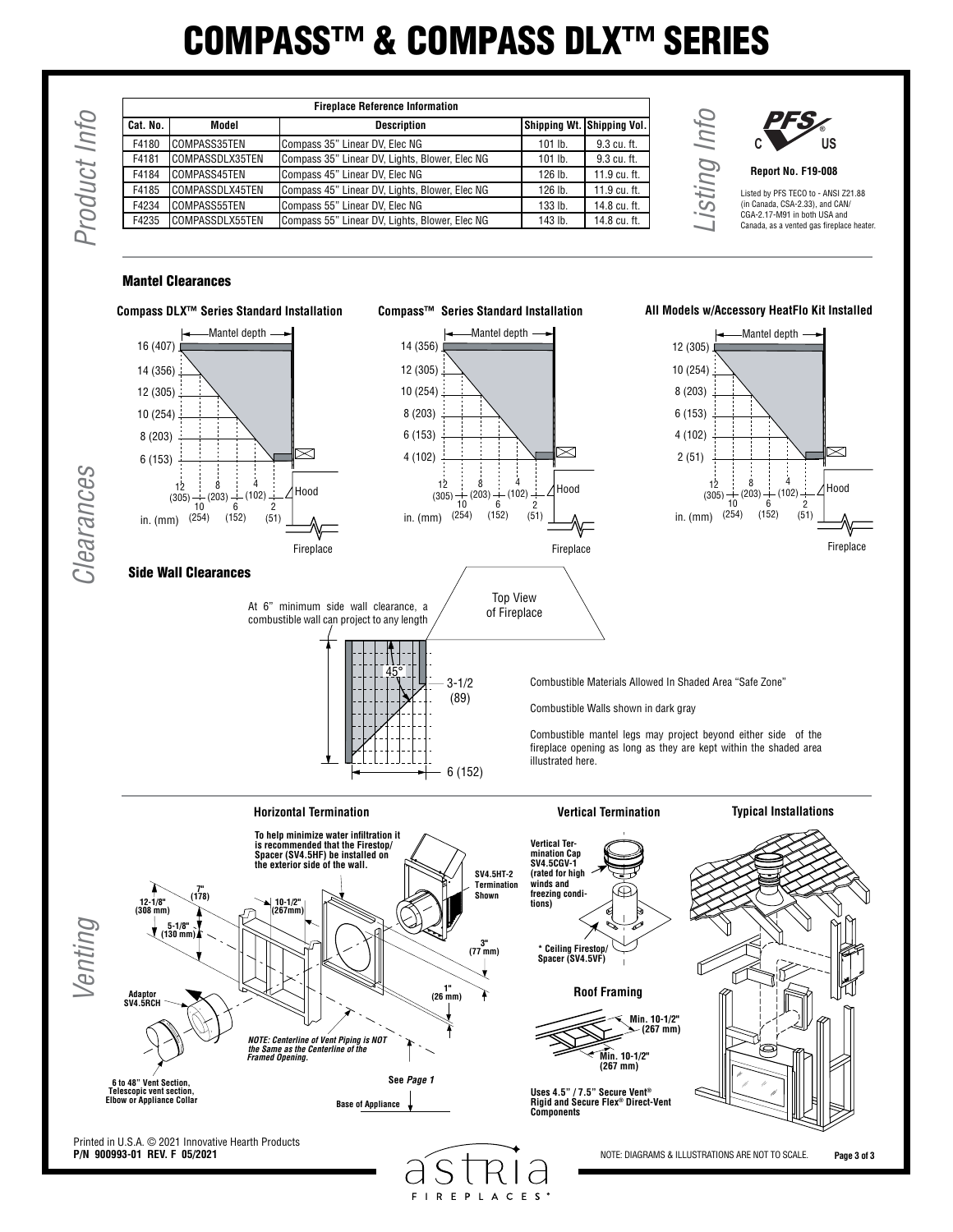# COMPASS™ & COMPASS DLX™ SERIES

## Product Info

| Fireplace Reference Information | | | | |
|---|---|---|---|---|
| **Cat. No.** | **Model** | **Description** | **Shipping Wt.** | **Shipping Vol.** |
| F4180 | COMPASS35TEN | Compass 35" Linear DV, Elec NG | 101 lb. | 9.3 cu. ft. |
| F4181 | COMPASSDLX35TEN | Compass 35" Linear DV, Lights, Blower, Elec NG | 101 lb. | 9.3 cu. ft. |
| F4184 | COMPASS45TEN | Compass 45" Linear DV, Elec NG | 126 lb. | 11.9 cu. ft. |
| F4185 | COMPASSDLX45TEN | Compass 45" Linear DV, Lights, Blower, Elec NG | 126 lb. | 11.9 cu. ft. |
| F4234 | COMPASS55TEN | Compass 55" Linear DV, Elec NG | 133 lb. | 14.8 cu. ft. |
| F4235 | COMPASSDLX55TEN | Compass 55" Linear DV, Lights, Blower, Elec NG | 143 lb. | 14.8 cu. ft. |

## Listing Info

PFS C US

**Report No. F19-008**

Listed by PFS TECO to - ANSI Z21.88 (in Canada, CSA-2.33), and CAN/CGA-2.17-M91 in both USA and Canada, as a vented gas fireplace heater.

## Clearances

### Mantel Clearances

**Compass DLX™ Series Standard Installation**

Mantel depth

16 (407)
14 (356)
12 (305)
10 (254)
8 (203)
6 (153)

12 (305) 10 (254) 8 (203) 6 (152) 4 (102) 2 (51)

in. (mm)

Hood

Fireplace

**Compass™ Series Standard Installation**

Mantel depth

14 (356)
12 (305)
10 (254)
8 (203)
6 (153)
4 (102)

12 (305) 10 (254) 8 (203) 6 (152) 4 (102) 2 (51)

in. (mm)

Hood

Fireplace

**All Models w/Accessory HeatFlo Kit Installed**

Mantel depth

12 (305)
10 (254)
8 (203)
6 (153)
4 (102)
2 (51)

12 (305) 10 (254) 8 (203) 6 (152) 4 (102) 2 (51)

in. (mm)

Hood

Fireplace

### Side Wall Clearances

At 6" minimum side wall clearance, a combustible wall can project to any length

Top View of Fireplace

45°

3-1/2 (89)

6 (152)

Combustible Materials Allowed In Shaded Area "Safe Zone"

Combustible Walls shown in dark gray

Combustible mantel legs may project beyond either side of the fireplace opening as long as they are kept within the shaded area illustrated here.

## Venting

**Horizontal Termination**

To help minimize water infiltration it is recommended that the Firestop/Spacer (SV4.5HF) be installed on the exterior side of the wall.

12-1/8" (308 mm)

7" (178)

10-1/2" (267mm)

5-1/8" (130 mm)

SV4.5HT-2 Termination Shown

3" (77 mm)

1" (26 mm)

Adaptor SV4.5RCH

*NOTE: Centerline of Vent Piping is NOT the Same as the Centerline of the Framed Opening.*

6 to 48" Vent Section, Telescopic vent section, Elbow or Appliance Collar

See *Page 1*

Base of Appliance

**Vertical Termination**

Vertical Termination Cap SV4.5CGV-1 (rated for high winds and freezing conditions)

* Ceiling Firestop/Spacer (SV4.5VF)

**Roof Framing**

Min. 10-1/2" (267 mm)

Min. 10-1/2" (267 mm)

Uses 4.5" / 7.5" Secure Vent® Rigid and Secure Flex® Direct-Vent Components

**Typical Installations**

Printed in U.S.A. © 2021 Innovative Hearth Products
**P/N 900993-01 REV. F 05/2021**

astria FIREPLACES

NOTE: DIAGRAMS & ILLUSTRATIONS ARE NOT TO SCALE.